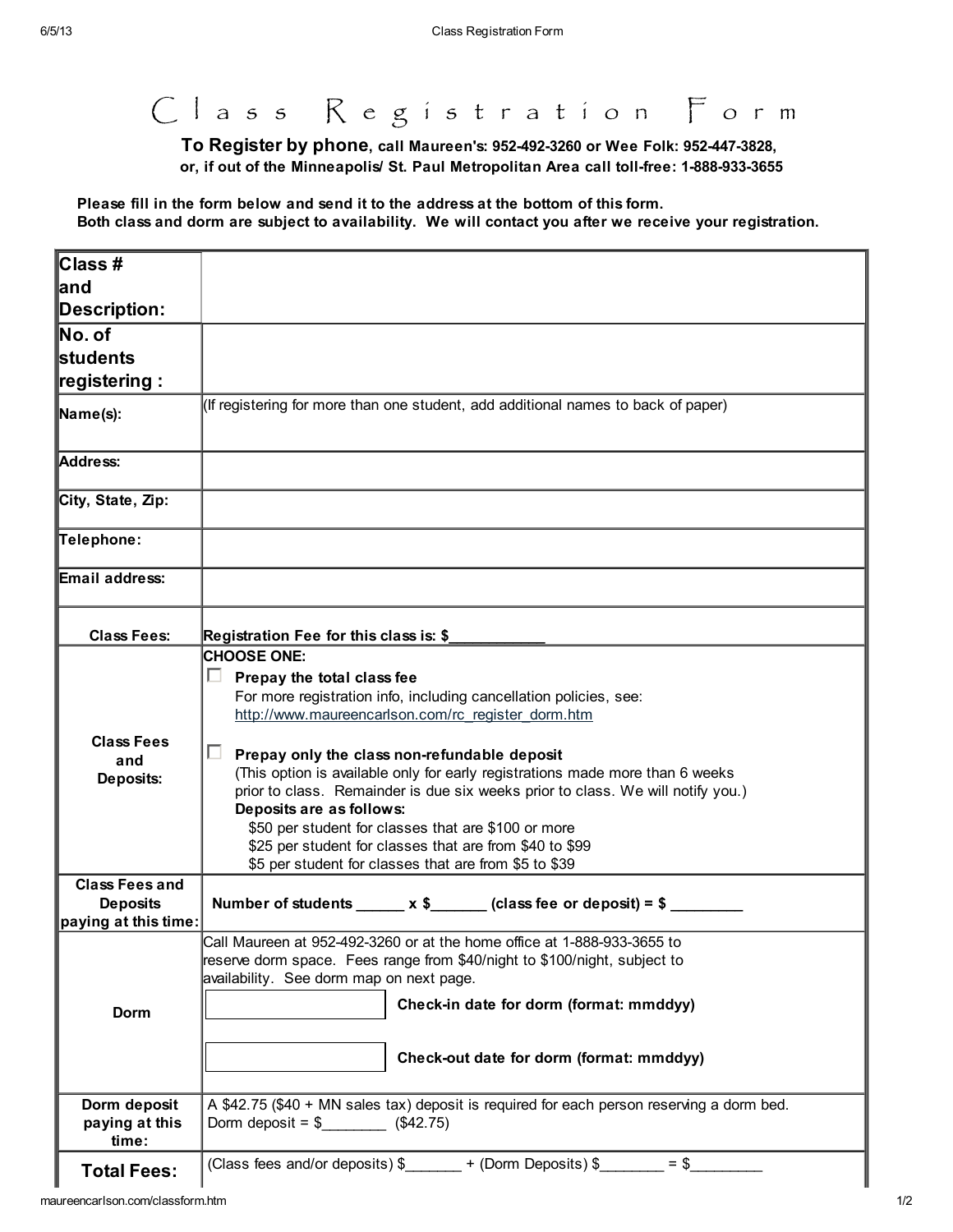# Class Registration Form

**To Register by phone, call Maureen's: 952-492-3260 or Wee Folk: 952-447-3828, or, if out of the Minneapolis/ St. Paul Metropolitan Area call toll-free: 1-888-933-3655**

**Please fill in the form below and send it to the address at the bottom of this form.**
**Both class and dorm are subject to availability. We will contact you after we receive your registration.**

| | |
|---|---|
| **Class # and Description:** | |
| **No. of students registering :** | |
| **Name(s):** | (If registering for more than one student, add additional names to back of paper) |
| **Address:** | |
| **City, State, Zip:** | |
| **Telephone:** | |
| **Email address:** | |
| **Class Fees:** | **Registration Fee for this class is: $\_\_\_\_\_\_\_\_\_\_\_** |
| **Class Fees and Deposits:** | **CHOOSE ONE:**<br>☐ **Prepay the total class fee**<br>For more registration info, including cancellation policies, see: http://www.maureencarlson.com/rc_register_dorm.htm<br><br>☐ **Prepay only the class non-refundable deposit**<br>(This option is available only for early registrations made more than 6 weeks prior to class. Remainder is due six weeks prior to class. We will notify you.)<br>**Deposits are as follows:**<br>$50 per student for classes that are $100 or more<br>$25 per student for classes that are from $40 to $99<br>$5 per student for classes that are from $5 to $39 |
| **Class Fees and Deposits paying at this time:** | **Number of students \_\_\_\_\_\_ x $\_\_\_\_\_\_\_ (class fee or deposit) = $ \_\_\_\_\_\_\_\_\_** |
| **Dorm** | Call Maureen at 952-492-3260 or at the home office at 1-888-933-3655 to reserve dorm space. Fees range from $40/night to $100/night, subject to availability. See dorm map on next page.<br>\[ \] **Check-in date for dorm (format: mmddyy)**<br>\[ \] **Check-out date for dorm (format: mmddyy)** |
| **Dorm deposit paying at this time:** | A $42.75 ($40 + MN sales tax) deposit is required for each person reserving a dorm bed.<br>Dorm deposit = $\_\_\_\_\_\_\_\_ ($42.75) |
| **Total Fees:** | (Class fees and/or deposits) $\_\_\_\_\_\_\_ + (Dorm Deposits) $\_\_\_\_\_\_\_\_ = $\_\_\_\_\_\_\_\_\_ |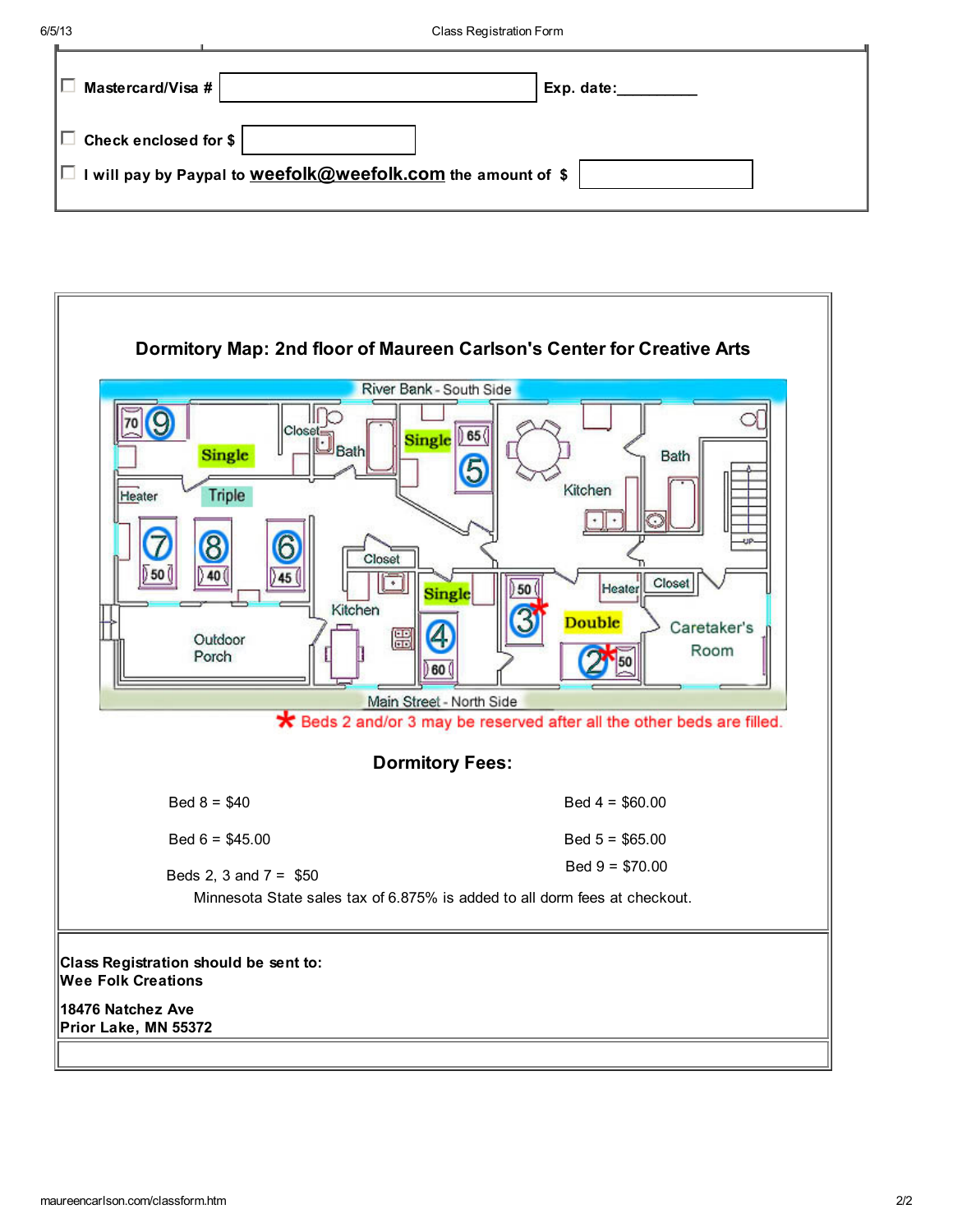☐ **Mastercard/Visa #** ________________________ **Exp. date:**_________

☐ **Check enclosed for $** ______________

☐ **I will pay by Paypal to weefolk@weefolk.com the amount of $** ______________

## Dormitory Map: 2nd floor of Maureen Carlson's Center for Creative Arts

River Bank - South Side

Main Street - North Side

* Beds 2 and/or 3 may be reserved after all the other beds are filled.

## Dormitory Fees:

| | |
|---|---|
| Bed 8 = $40 | Bed 4 = $60.00 |
| Bed 6 = $45.00 | Bed 5 = $65.00 |
| Beds 2, 3 and 7 = $50 | Bed 9 = $70.00 |

Minnesota State sales tax of 6.875% is added to all dorm fees at checkout.

**Class Registration should be sent to:**
**Wee Folk Creations**

**18476 Natchez Ave**
**Prior Lake, MN 55372**